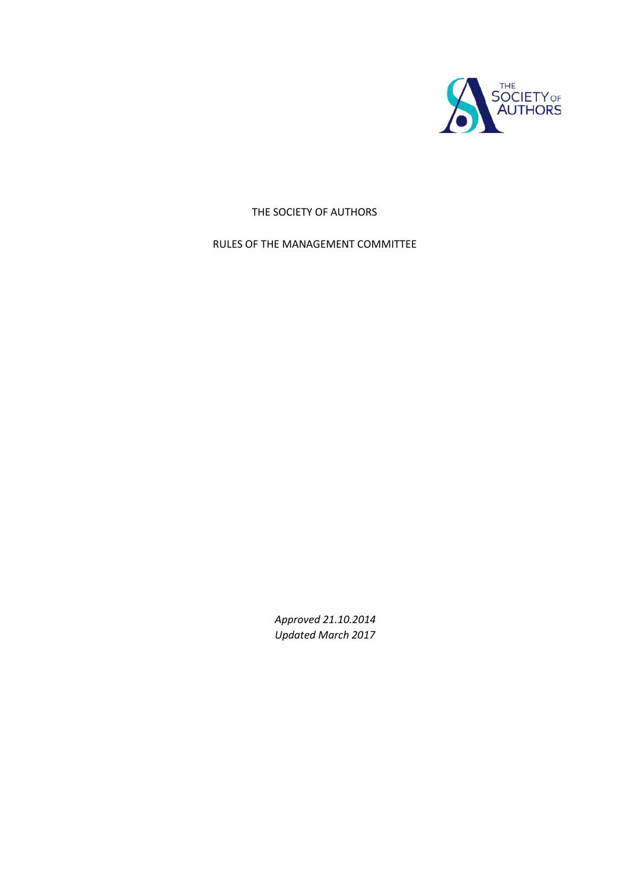# THE SOCIETY OF AUTHORS

## RULES OF THE MANAGEMENT COMMITTEE

*Approved 21.10.2014*
*Updated March 2017*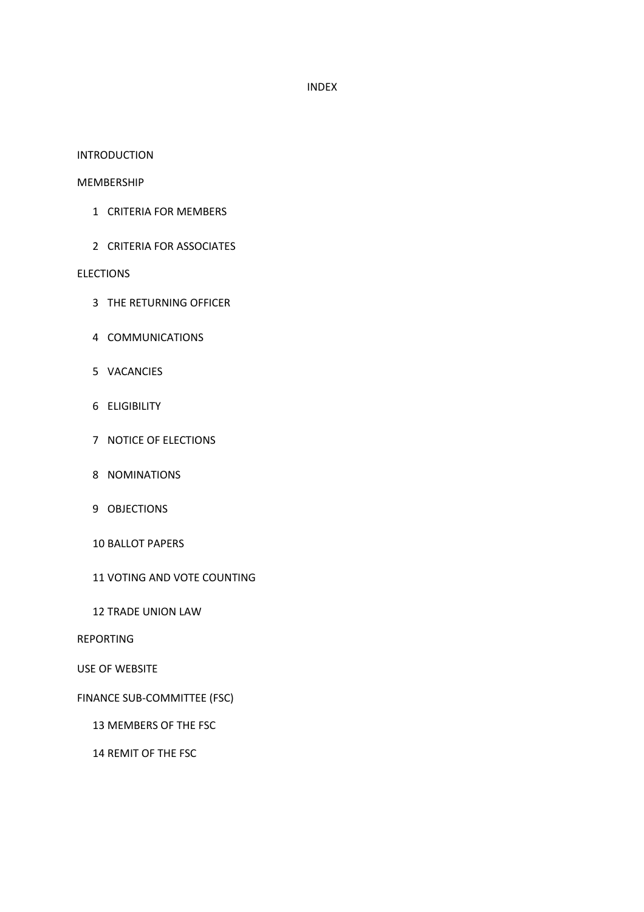# INDEX

INTRODUCTION

MEMBERSHIP

1 CRITERIA FOR MEMBERS

2 CRITERIA FOR ASSOCIATES

ELECTIONS

3 THE RETURNING OFFICER

4 COMMUNICATIONS

5 VACANCIES

6 ELIGIBILITY

7 NOTICE OF ELECTIONS

8 NOMINATIONS

9 OBJECTIONS

10 BALLOT PAPERS

11 VOTING AND VOTE COUNTING

12 TRADE UNION LAW

REPORTING

USE OF WEBSITE

FINANCE SUB-COMMITTEE (FSC)

13 MEMBERS OF THE FSC

14 REMIT OF THE FSC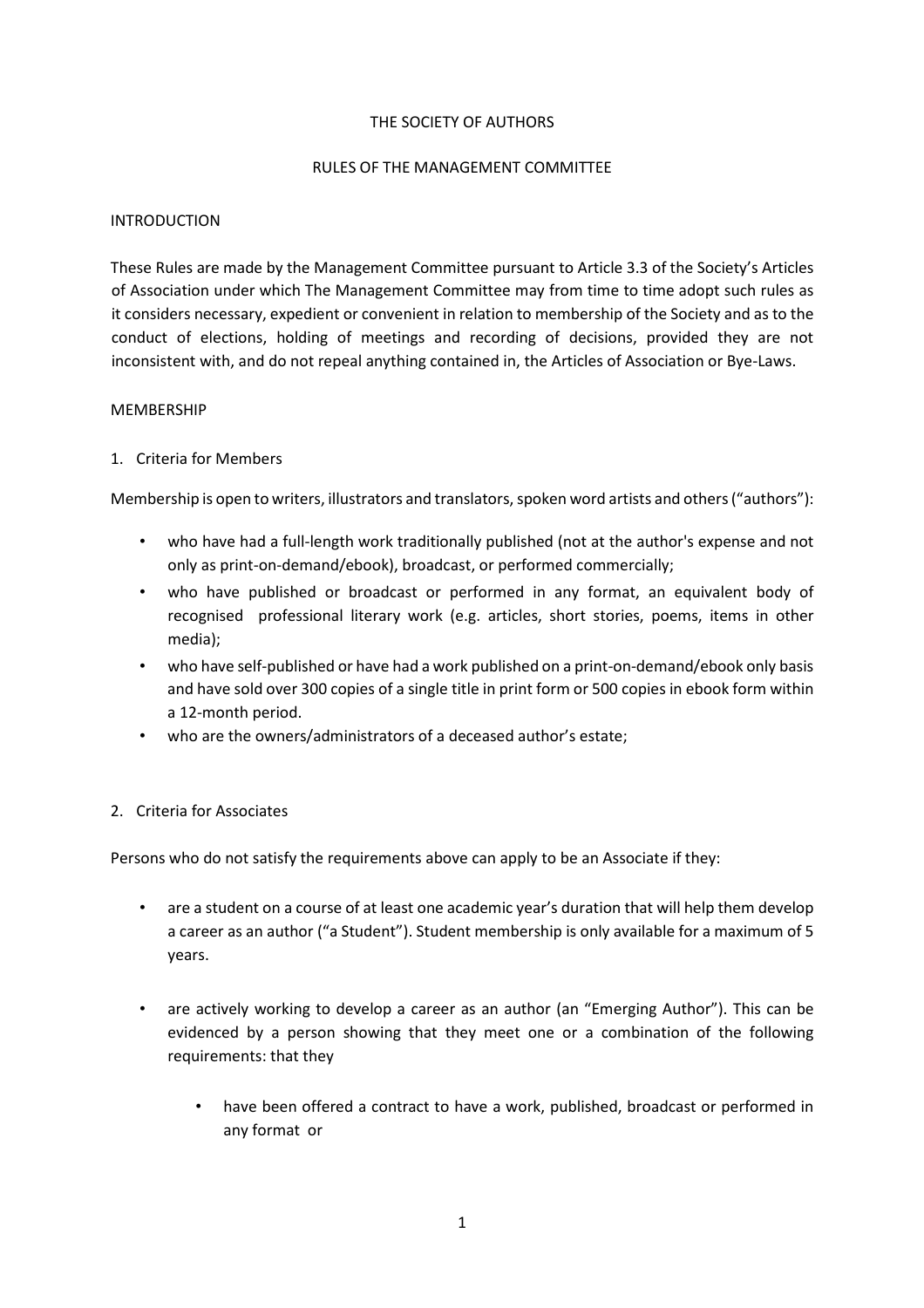THE SOCIETY OF AUTHORS

RULES OF THE MANAGEMENT COMMITTEE

## INTRODUCTION

These Rules are made by the Management Committee pursuant to Article 3.3 of the Society's Articles of Association under which The Management Committee may from time to time adopt such rules as it considers necessary, expedient or convenient in relation to membership of the Society and as to the conduct of elections, holding of meetings and recording of decisions, provided they are not inconsistent with, and do not repeal anything contained in, the Articles of Association or Bye-Laws.

## MEMBERSHIP

### 1. Criteria for Members

Membership is open to writers, illustrators and translators, spoken word artists and others ("authors"):

- who have had a full-length work traditionally published (not at the author's expense and not only as print-on-demand/ebook), broadcast, or performed commercially;
- who have published or broadcast or performed in any format, an equivalent body of recognised professional literary work (e.g. articles, short stories, poems, items in other media);
- who have self-published or have had a work published on a print-on-demand/ebook only basis and have sold over 300 copies of a single title in print form or 500 copies in ebook form within a 12-month period.
- who are the owners/administrators of a deceased author's estate;

### 2. Criteria for Associates

Persons who do not satisfy the requirements above can apply to be an Associate if they:

- are a student on a course of at least one academic year's duration that will help them develop a career as an author ("a Student"). Student membership is only available for a maximum of 5 years.

- are actively working to develop a career as an author (an "Emerging Author"). This can be evidenced by a person showing that they meet one or a combination of the following requirements: that they

  - have been offered a contract to have a work, published, broadcast or performed in any format or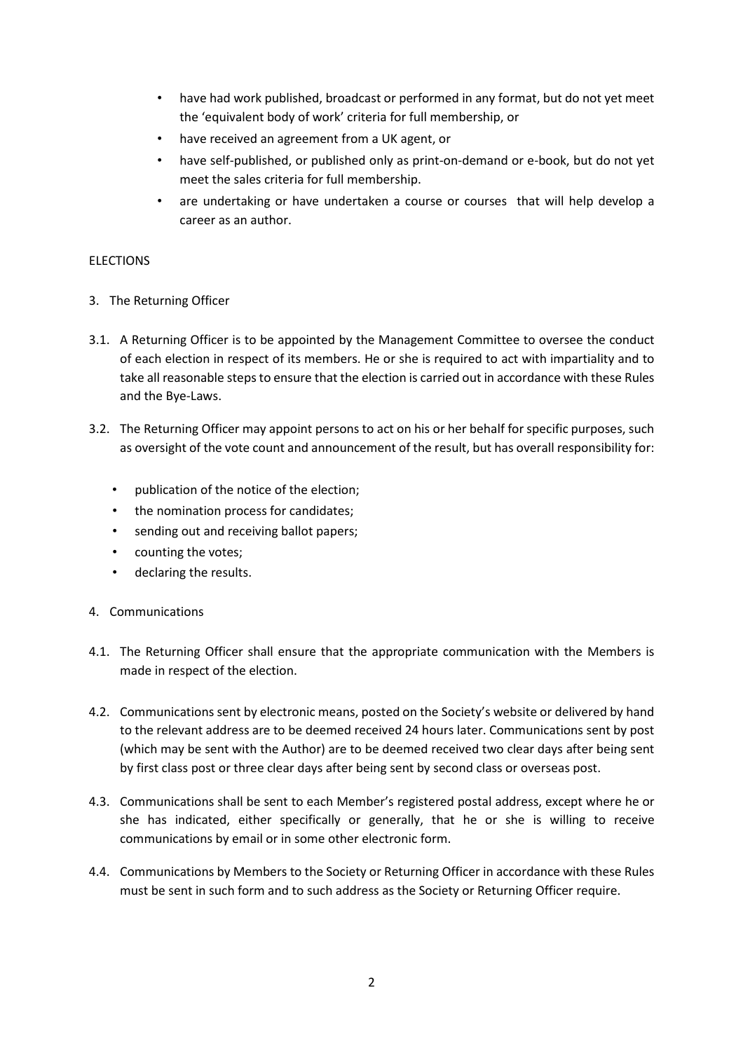- have had work published, broadcast or performed in any format, but do not yet meet the 'equivalent body of work' criteria for full membership, or
- have received an agreement from a UK agent, or
- have self-published, or published only as print-on-demand or e-book, but do not yet meet the sales criteria for full membership.
- are undertaking or have undertaken a course or courses that will help develop a career as an author.

## ELECTIONS

### 3. The Returning Officer

3.1. A Returning Officer is to be appointed by the Management Committee to oversee the conduct of each election in respect of its members. He or she is required to act with impartiality and to take all reasonable steps to ensure that the election is carried out in accordance with these Rules and the Bye-Laws.

3.2. The Returning Officer may appoint persons to act on his or her behalf for specific purposes, such as oversight of the vote count and announcement of the result, but has overall responsibility for:

- publication of the notice of the election;
- the nomination process for candidates;
- sending out and receiving ballot papers;
- counting the votes;
- declaring the results.

### 4. Communications

4.1. The Returning Officer shall ensure that the appropriate communication with the Members is made in respect of the election.

4.2. Communications sent by electronic means, posted on the Society's website or delivered by hand to the relevant address are to be deemed received 24 hours later. Communications sent by post (which may be sent with the Author) are to be deemed received two clear days after being sent by first class post or three clear days after being sent by second class or overseas post.

4.3. Communications shall be sent to each Member's registered postal address, except where he or she has indicated, either specifically or generally, that he or she is willing to receive communications by email or in some other electronic form.

4.4. Communications by Members to the Society or Returning Officer in accordance with these Rules must be sent in such form and to such address as the Society or Returning Officer require.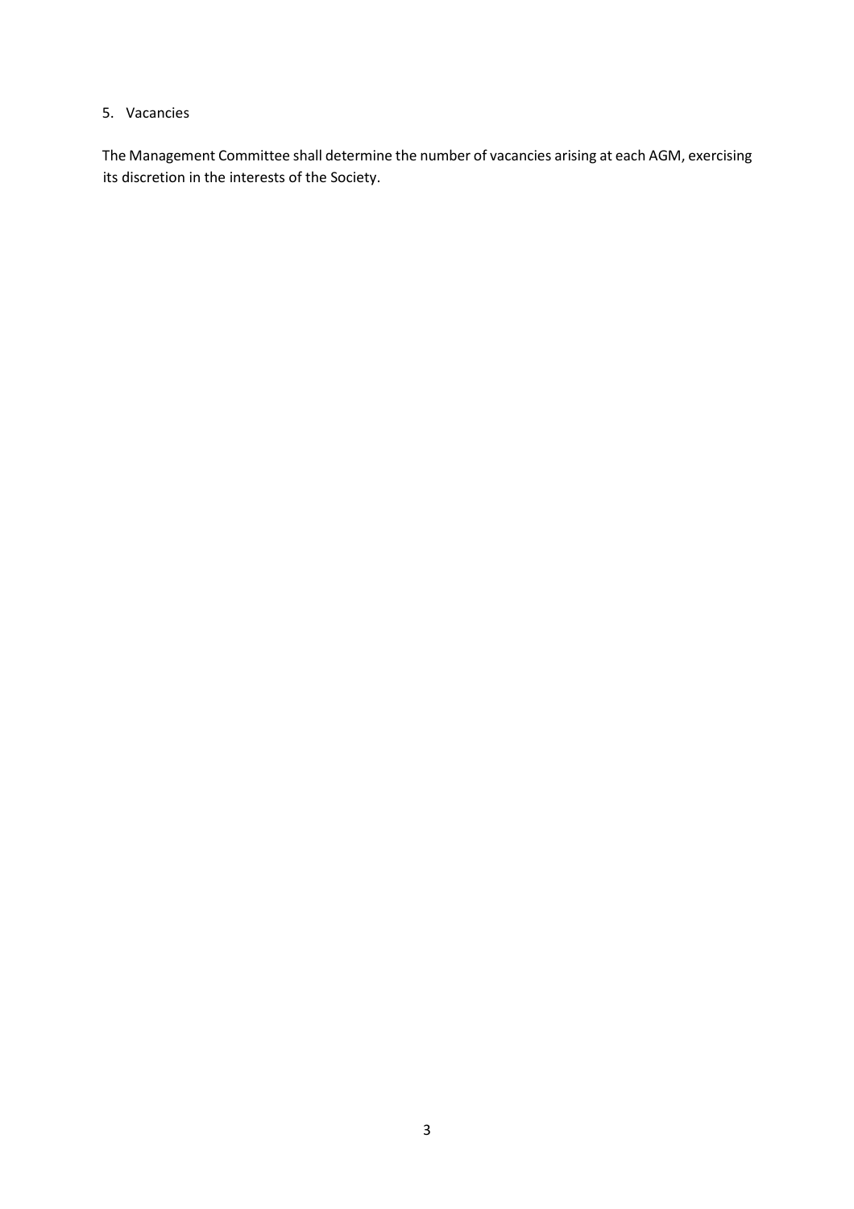5. Vacancies

The Management Committee shall determine the number of vacancies arising at each AGM, exercising its discretion in the interests of the Society.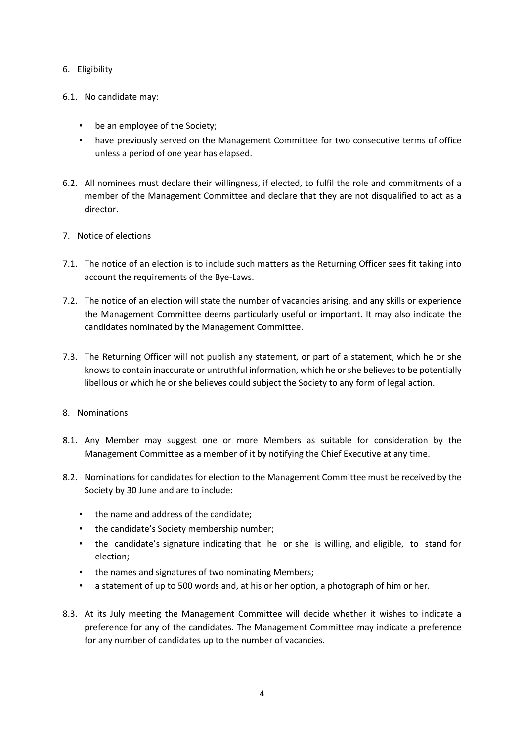## 6. Eligibility

6.1. No candidate may:

- be an employee of the Society;
- have previously served on the Management Committee for two consecutive terms of office unless a period of one year has elapsed.

6.2. All nominees must declare their willingness, if elected, to fulfil the role and commitments of a member of the Management Committee and declare that they are not disqualified to act as a director.

## 7. Notice of elections

7.1. The notice of an election is to include such matters as the Returning Officer sees fit taking into account the requirements of the Bye-Laws.

7.2. The notice of an election will state the number of vacancies arising, and any skills or experience the Management Committee deems particularly useful or important. It may also indicate the candidates nominated by the Management Committee.

7.3. The Returning Officer will not publish any statement, or part of a statement, which he or she knows to contain inaccurate or untruthful information, which he or she believes to be potentially libellous or which he or she believes could subject the Society to any form of legal action.

## 8. Nominations

8.1. Any Member may suggest one or more Members as suitable for consideration by the Management Committee as a member of it by notifying the Chief Executive at any time.

8.2. Nominations for candidates for election to the Management Committee must be received by the Society by 30 June and are to include:

- the name and address of the candidate;
- the candidate's Society membership number;
- the candidate's signature indicating that he or she is willing, and eligible, to stand for election;
- the names and signatures of two nominating Members;
- a statement of up to 500 words and, at his or her option, a photograph of him or her.

8.3. At its July meeting the Management Committee will decide whether it wishes to indicate a preference for any of the candidates. The Management Committee may indicate a preference for any number of candidates up to the number of vacancies.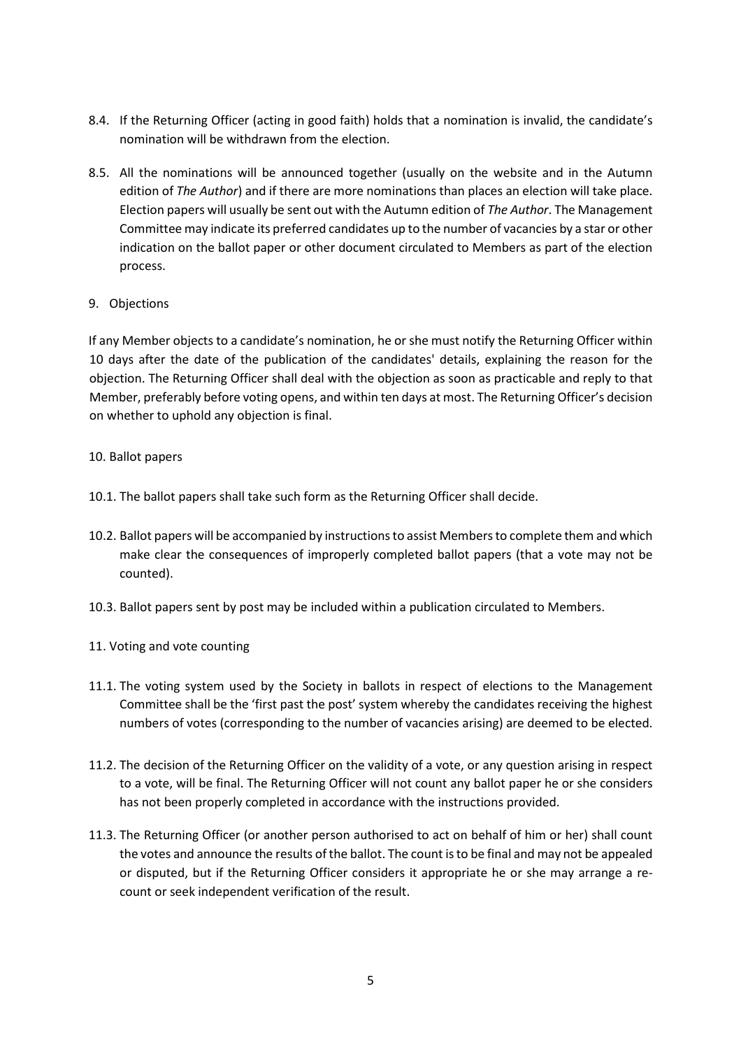8.4. If the Returning Officer (acting in good faith) holds that a nomination is invalid, the candidate's nomination will be withdrawn from the election.

8.5. All the nominations will be announced together (usually on the website and in the Autumn edition of *The Author*) and if there are more nominations than places an election will take place. Election papers will usually be sent out with the Autumn edition of *The Author*. The Management Committee may indicate its preferred candidates up to the number of vacancies by a star or other indication on the ballot paper or other document circulated to Members as part of the election process.

## 9. Objections

If any Member objects to a candidate's nomination, he or she must notify the Returning Officer within 10 days after the date of the publication of the candidates' details, explaining the reason for the objection. The Returning Officer shall deal with the objection as soon as practicable and reply to that Member, preferably before voting opens, and within ten days at most. The Returning Officer's decision on whether to uphold any objection is final.

## 10. Ballot papers

10.1. The ballot papers shall take such form as the Returning Officer shall decide.

10.2. Ballot papers will be accompanied by instructions to assist Members to complete them and which make clear the consequences of improperly completed ballot papers (that a vote may not be counted).

10.3. Ballot papers sent by post may be included within a publication circulated to Members.

## 11. Voting and vote counting

11.1. The voting system used by the Society in ballots in respect of elections to the Management Committee shall be the 'first past the post' system whereby the candidates receiving the highest numbers of votes (corresponding to the number of vacancies arising) are deemed to be elected.

11.2. The decision of the Returning Officer on the validity of a vote, or any question arising in respect to a vote, will be final. The Returning Officer will not count any ballot paper he or she considers has not been properly completed in accordance with the instructions provided.

11.3. The Returning Officer (or another person authorised to act on behalf of him or her) shall count the votes and announce the results of the ballot. The count is to be final and may not be appealed or disputed, but if the Returning Officer considers it appropriate he or she may arrange a re-count or seek independent verification of the result.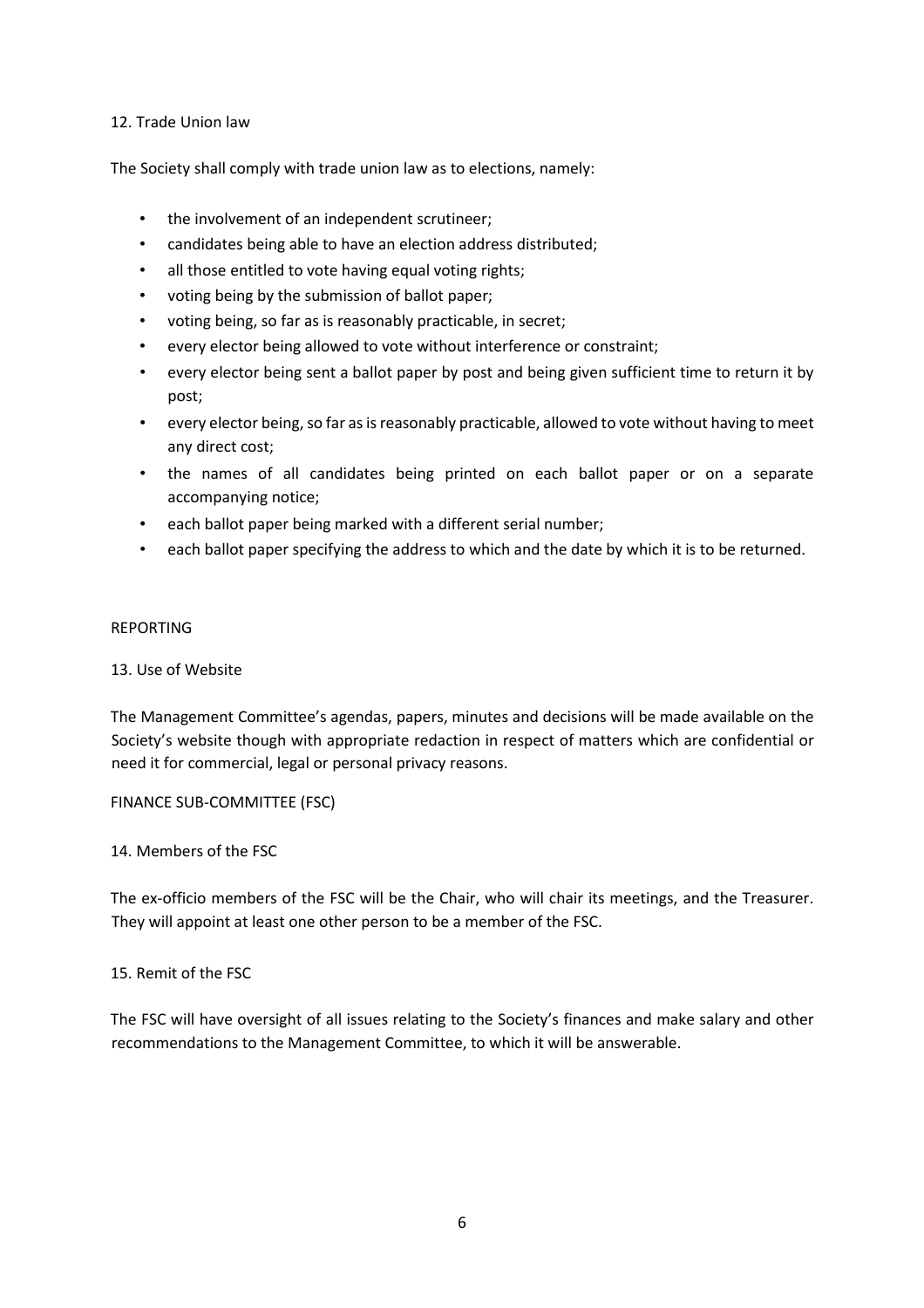### 12. Trade Union law

The Society shall comply with trade union law as to elections, namely:

- the involvement of an independent scrutineer;
- candidates being able to have an election address distributed;
- all those entitled to vote having equal voting rights;
- voting being by the submission of ballot paper;
- voting being, so far as is reasonably practicable, in secret;
- every elector being allowed to vote without interference or constraint;
- every elector being sent a ballot paper by post and being given sufficient time to return it by post;
- every elector being, so far as is reasonably practicable, allowed to vote without having to meet any direct cost;
- the names of all candidates being printed on each ballot paper or on a separate accompanying notice;
- each ballot paper being marked with a different serial number;
- each ballot paper specifying the address to which and the date by which it is to be returned.

## REPORTING

### 13. Use of Website

The Management Committee's agendas, papers, minutes and decisions will be made available on the Society's website though with appropriate redaction in respect of matters which are confidential or need it for commercial, legal or personal privacy reasons.

## FINANCE SUB-COMMITTEE (FSC)

### 14. Members of the FSC

The ex-officio members of the FSC will be the Chair, who will chair its meetings, and the Treasurer. They will appoint at least one other person to be a member of the FSC.

### 15. Remit of the FSC

The FSC will have oversight of all issues relating to the Society's finances and make salary and other recommendations to the Management Committee, to which it will be answerable.